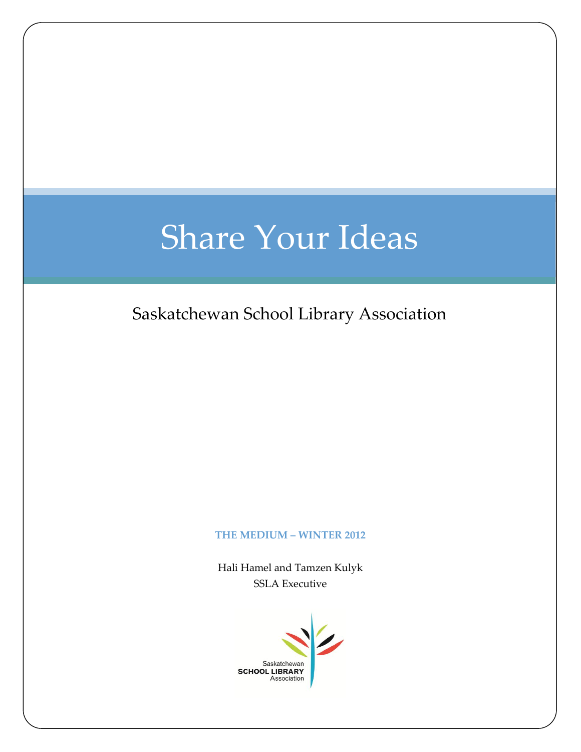# Share Your Ideas

Saskatchewan School Library Association

**THE MEDIUM – WINTER 2012**

Hali Hamel and Tamzen Kulyk
SSLA Executive

Saskatchewan
**SCHOOL LIBRARY**
Association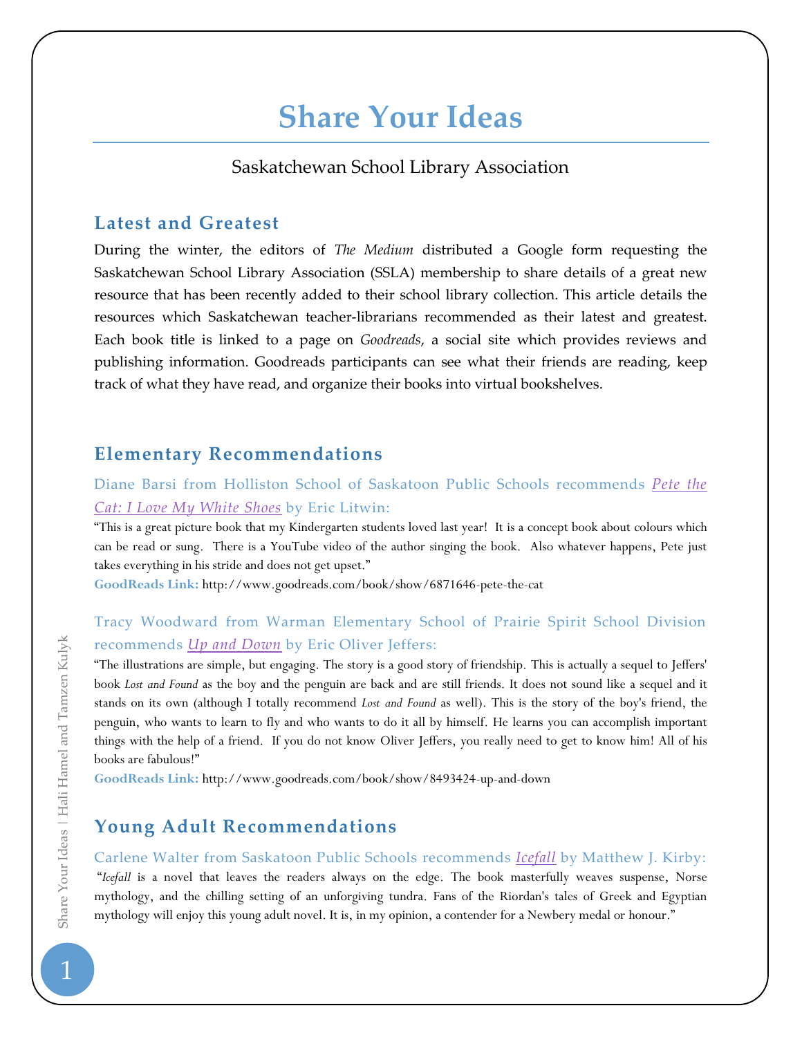# Share Your Ideas

Saskatchewan School Library Association

## Latest and Greatest

During the winter, the editors of *The Medium* distributed a Google form requesting the Saskatchewan School Library Association (SSLA) membership to share details of a great new resource that has been recently added to their school library collection. This article details the resources which Saskatchewan teacher-librarians recommended as their latest and greatest. Each book title is linked to a page on *Goodreads*, a social site which provides reviews and publishing information. Goodreads participants can see what their friends are reading, keep track of what they have read, and organize their books into virtual bookshelves.

## Elementary Recommendations

### Diane Barsi from Holliston School of Saskatoon Public Schools recommends *Pete the Cat: I Love My White Shoes* by Eric Litwin:

"This is a great picture book that my Kindergarten students loved last year! It is a concept book about colours which can be read or sung. There is a YouTube video of the author singing the book. Also whatever happens, Pete just takes everything in his stride and does not get upset."

**GoodReads Link:** http://www.goodreads.com/book/show/6871646-pete-the-cat

### Tracy Woodward from Warman Elementary School of Prairie Spirit School Division recommends *Up and Down* by Eric Oliver Jeffers:

"The illustrations are simple, but engaging. The story is a good story of friendship. This is actually a sequel to Jeffers' book *Lost and Found* as the boy and the penguin are back and are still friends. It does not sound like a sequel and it stands on its own (although I totally recommend *Lost and Found* as well). This is the story of the boy's friend, the penguin, who wants to learn to fly and who wants to do it all by himself. He learns you can accomplish important things with the help of a friend. If you do not know Oliver Jeffers, you really need to get to know him! All of his books are fabulous!"

**GoodReads Link:** http://www.goodreads.com/book/show/8493424-up-and-down

## Young Adult Recommendations

### Carlene Walter from Saskatoon Public Schools recommends *Icefall* by Matthew J. Kirby:

"*Icefall* is a novel that leaves the readers always on the edge. The book masterfully weaves suspense, Norse mythology, and the chilling setting of an unforgiving tundra. Fans of the Riordan's tales of Greek and Egyptian mythology will enjoy this young adult novel. It is, in my opinion, a contender for a Newbery medal or honour."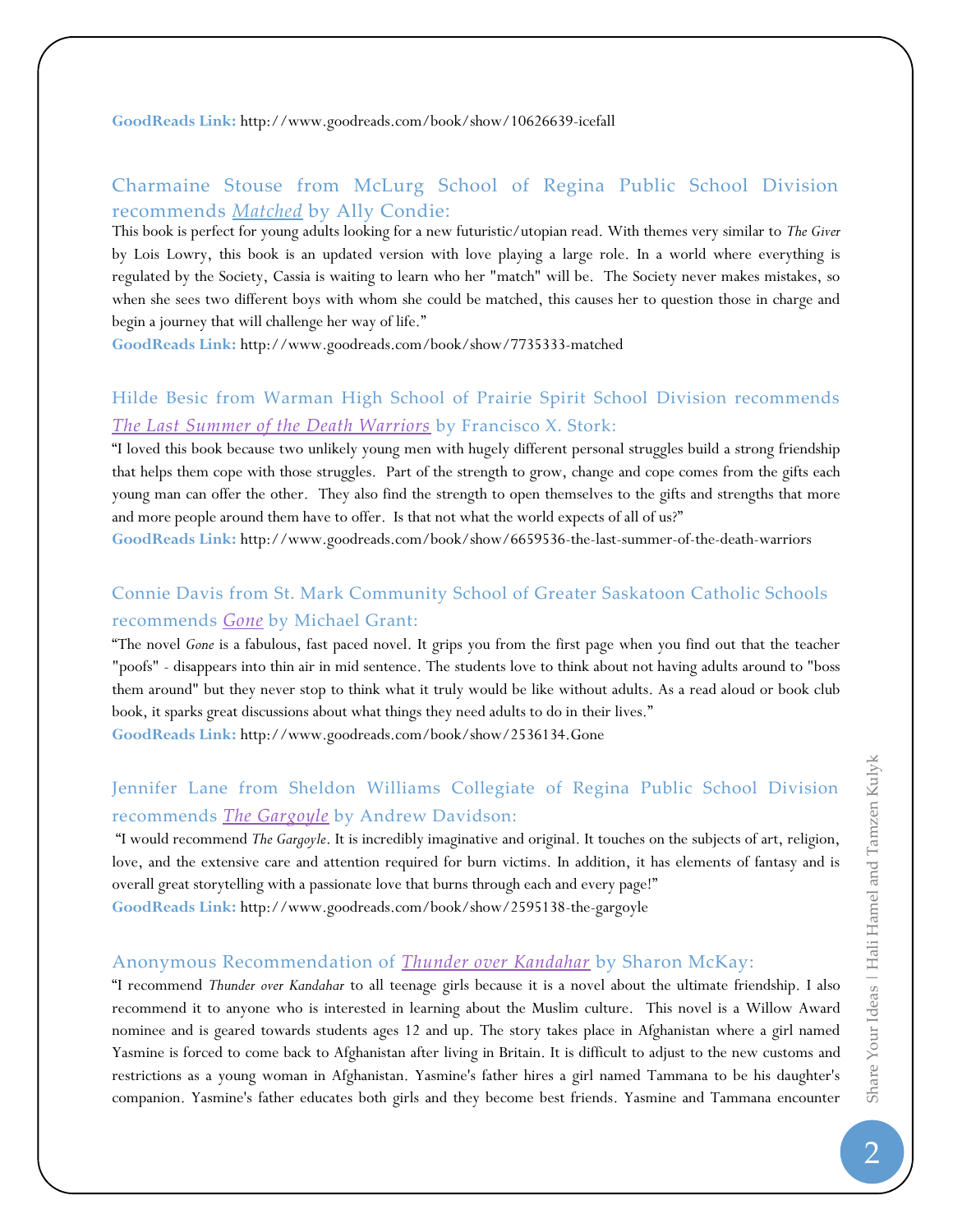**GoodReads Link:** http://www.goodreads.com/book/show/10626639-icefall

### Charmaine Stouse from McLurg School of Regina Public School Division recommends *Matched* by Ally Condie:

This book is perfect for young adults looking for a new futuristic/utopian read. With themes very similar to *The Giver* by Lois Lowry, this book is an updated version with love playing a large role. In a world where everything is regulated by the Society, Cassia is waiting to learn who her "match" will be. The Society never makes mistakes, so when she sees two different boys with whom she could be matched, this causes her to question those in charge and begin a journey that will challenge her way of life."

**GoodReads Link:** http://www.goodreads.com/book/show/7735333-matched

### Hilde Besic from Warman High School of Prairie Spirit School Division recommends *The Last Summer of the Death Warriors* by Francisco X. Stork:

"I loved this book because two unlikely young men with hugely different personal struggles build a strong friendship that helps them cope with those struggles. Part of the strength to grow, change and cope comes from the gifts each young man can offer the other. They also find the strength to open themselves to the gifts and strengths that more and more people around them have to offer. Is that not what the world expects of all of us?"

**GoodReads Link:** http://www.goodreads.com/book/show/6659536-the-last-summer-of-the-death-warriors

### Connie Davis from St. Mark Community School of Greater Saskatoon Catholic Schools recommends *Gone* by Michael Grant:

"The novel *Gone* is a fabulous, fast paced novel. It grips you from the first page when you find out that the teacher "poofs" - disappears into thin air in mid sentence. The students love to think about not having adults around to "boss them around" but they never stop to think what it truly would be like without adults. As a read aloud or book club book, it sparks great discussions about what things they need adults to do in their lives."

**GoodReads Link:** http://www.goodreads.com/book/show/2536134.Gone

### Jennifer Lane from Sheldon Williams Collegiate of Regina Public School Division recommends *The Gargoyle* by Andrew Davidson:

"I would recommend *The Gargoyle*. It is incredibly imaginative and original. It touches on the subjects of art, religion, love, and the extensive care and attention required for burn victims. In addition, it has elements of fantasy and is overall great storytelling with a passionate love that burns through each and every page!"

**GoodReads Link:** http://www.goodreads.com/book/show/2595138-the-gargoyle

### Anonymous Recommendation of *Thunder over Kandahar* by Sharon McKay:

"I recommend *Thunder over Kandahar* to all teenage girls because it is a novel about the ultimate friendship. I also recommend it to anyone who is interested in learning about the Muslim culture. This novel is a Willow Award nominee and is geared towards students ages 12 and up. The story takes place in Afghanistan where a girl named Yasmine is forced to come back to Afghanistan after living in Britain. It is difficult to adjust to the new customs and restrictions as a young woman in Afghanistan. Yasmine's father hires a girl named Tammana to be his daughter's companion. Yasmine's father educates both girls and they become best friends. Yasmine and Tammana encounter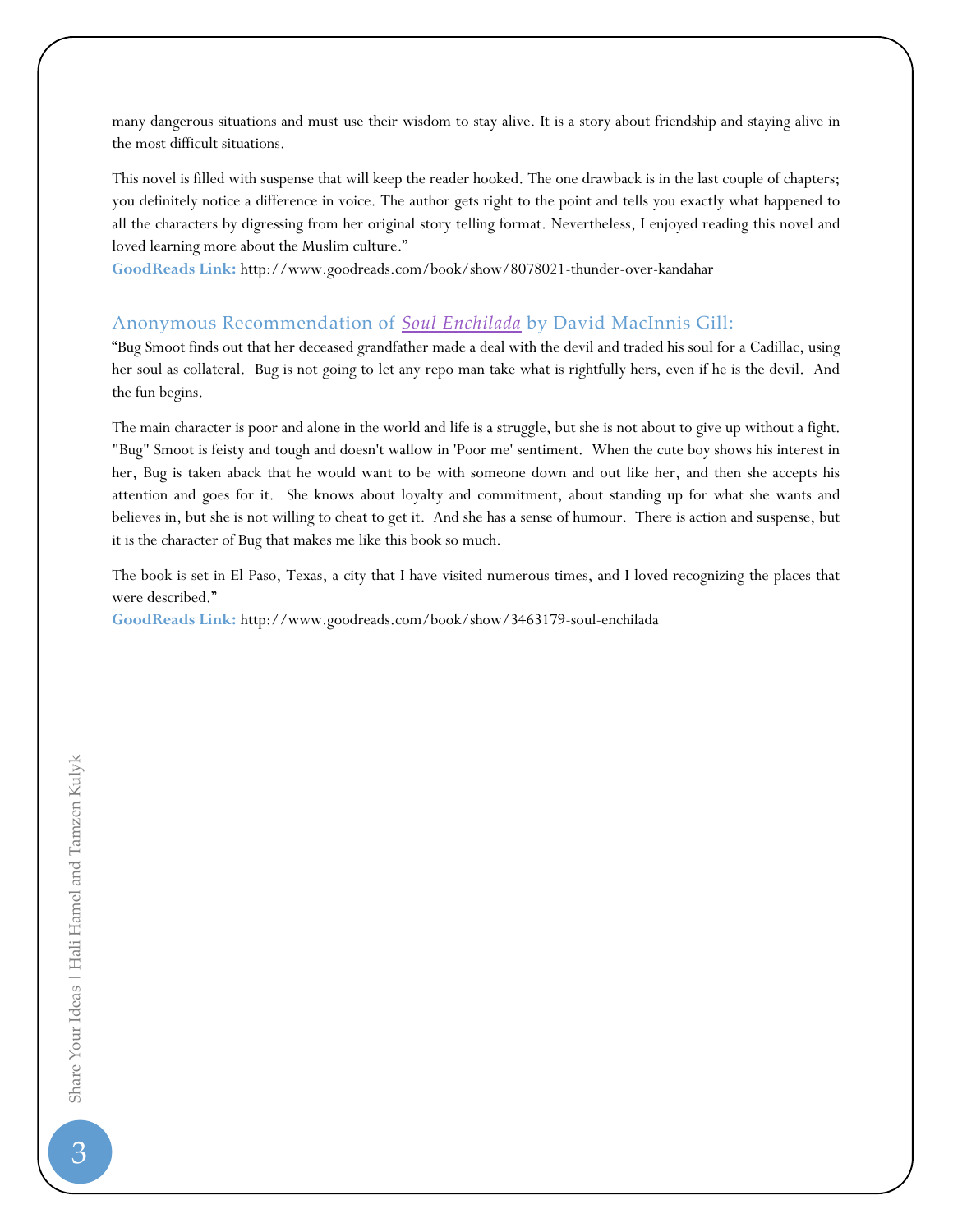many dangerous situations and must use their wisdom to stay alive. It is a story about friendship and staying alive in the most difficult situations.

This novel is filled with suspense that will keep the reader hooked. The one drawback is in the last couple of chapters; you definitely notice a difference in voice. The author gets right to the point and tells you exactly what happened to all the characters by digressing from her original story telling format. Nevertheless, I enjoyed reading this novel and loved learning more about the Muslim culture."

**GoodReads Link:** http://www.goodreads.com/book/show/8078021-thunder-over-kandahar

## Anonymous Recommendation of *Soul Enchilada* by David MacInnis Gill:

"Bug Smoot finds out that her deceased grandfather made a deal with the devil and traded his soul for a Cadillac, using her soul as collateral. Bug is not going to let any repo man take what is rightfully hers, even if he is the devil. And the fun begins.

The main character is poor and alone in the world and life is a struggle, but she is not about to give up without a fight. "Bug" Smoot is feisty and tough and doesn't wallow in 'Poor me' sentiment. When the cute boy shows his interest in her, Bug is taken aback that he would want to be with someone down and out like her, and then she accepts his attention and goes for it. She knows about loyalty and commitment, about standing up for what she wants and believes in, but she is not willing to cheat to get it. And she has a sense of humour. There is action and suspense, but it is the character of Bug that makes me like this book so much.

The book is set in El Paso, Texas, a city that I have visited numerous times, and I loved recognizing the places that were described."

**GoodReads Link:** http://www.goodreads.com/book/show/3463179-soul-enchilada